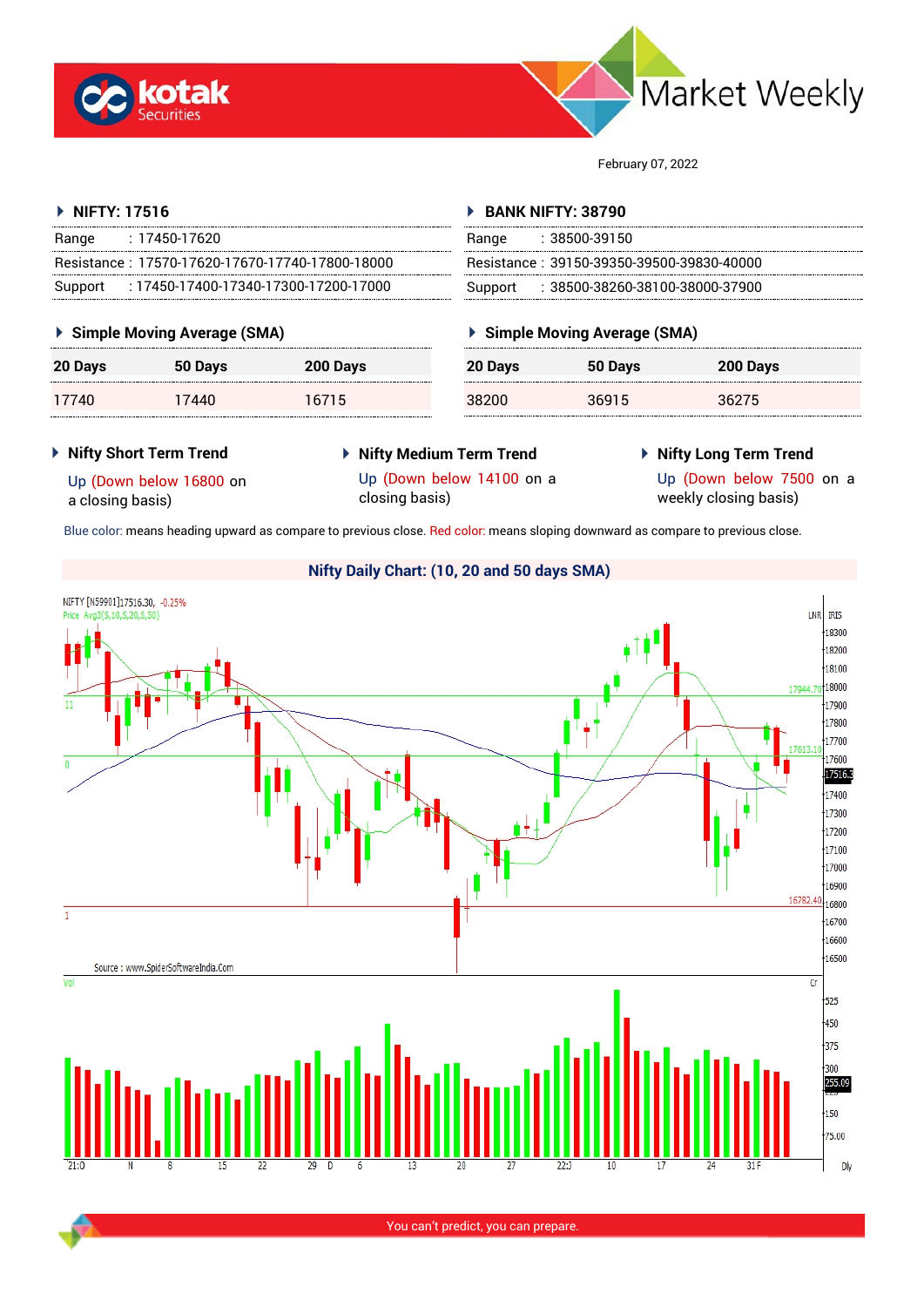# Market Weekly

February 07, 2022

### NIFTY: 17516

| | |
|---|---|
| Range | : 17450-17620 |
| Resistance | : 17570-17620-17670-17740-17800-18000 |
| Support | : 17450-17400-17340-17300-17200-17000 |

### Simple Moving Average (SMA)

| 20 Days | 50 Days | 200 Days |
|---|---|---|
| 17740 | 17440 | 16715 |

### BANK NIFTY: 38790

| | |
|---|---|
| Range | : 38500-39150 |
| Resistance | : 39150-39350-39500-39830-40000 |
| Support | : 38500-38260-38100-38000-37900 |

### Simple Moving Average (SMA)

| 20 Days | 50 Days | 200 Days |
|---|---|---|
| 38200 | 36915 | 36275 |

### Nifty Short Term Trend

Up (Down below 16800 on a closing basis)

### Nifty Medium Term Trend

Up (Down below 14100 on a closing basis)

### Nifty Long Term Trend

Up (Down below 7500 on a weekly closing basis)

Blue color: means heading upward as compare to previous close. Red color: means sloping downward as compare to previous close.

### Nifty Daily Chart: (10, 20 and 50 days SMA)

You can't predict, you can prepare.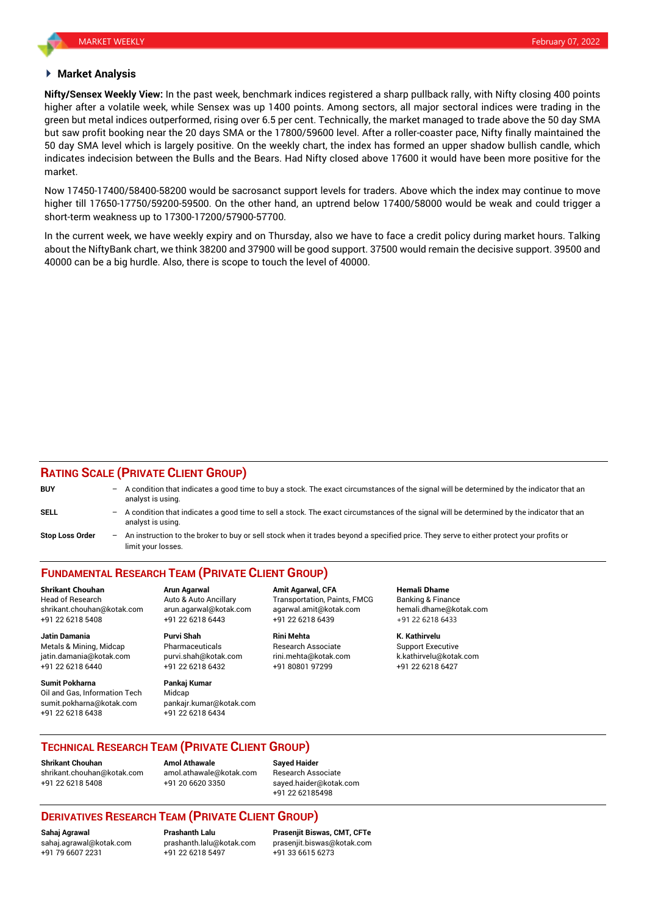## Market Analysis

**Nifty/Sensex Weekly View:** In the past week, benchmark indices registered a sharp pullback rally, with Nifty closing 400 points higher after a volatile week, while Sensex was up 1400 points. Among sectors, all major sectoral indices were trading in the green but metal indices outperformed, rising over 6.5 per cent. Technically, the market managed to trade above the 50 day SMA but saw profit booking near the 20 days SMA or the 17800/59600 level. After a roller-coaster pace, Nifty finally maintained the 50 day SMA level which is largely positive. On the weekly chart, the index has formed an upper shadow bullish candle, which indicates indecision between the Bulls and the Bears. Had Nifty closed above 17600 it would have been more positive for the market.

Now 17450-17400/58400-58200 would be sacrosanct support levels for traders. Above which the index may continue to move higher till 17650-17750/59200-59500. On the other hand, an uptrend below 17400/58000 would be weak and could trigger a short-term weakness up to 17300-17200/57900-57700.

In the current week, we have weekly expiry and on Thursday, also we have to face a credit policy during market hours. Talking about the NiftyBank chart, we think 38200 and 37900 will be good support. 37500 would remain the decisive support. 39500 and 40000 can be a big hurdle. Also, there is scope to touch the level of 40000.

## RATING SCALE (PRIVATE CLIENT GROUP)

**BUY** – A condition that indicates a good time to buy a stock. The exact circumstances of the signal will be determined by the indicator that an analyst is using.

**SELL** – A condition that indicates a good time to sell a stock. The exact circumstances of the signal will be determined by the indicator that an analyst is using.

**Stop Loss Order** – An instruction to the broker to buy or sell stock when it trades beyond a specified price. They serve to either protect your profits or limit your losses.

## FUNDAMENTAL RESEARCH TEAM (PRIVATE CLIENT GROUP)

**Shrikant Chouhan**
Head of Research
shrikant.chouhan@kotak.com
+91 22 6218 5408

**Arun Agarwal**
Auto & Auto Ancillary
arun.agarwal@kotak.com
+91 22 6218 6443

**Amit Agarwal, CFA**
Transportation, Paints, FMCG
agarwal.amit@kotak.com
+91 22 6218 6439

**Hemali Dhame**
Banking & Finance
hemali.dhame@kotak.com
+91 22 6218 6433

**Jatin Damania**
Metals & Mining, Midcap
jatin.damania@kotak.com
+91 22 6218 6440

**Purvi Shah**
Pharmaceuticals
purvi.shah@kotak.com
+91 22 6218 6432

**Rini Mehta**
Research Associate
rini.mehta@kotak.com
+91 80801 97299

**K. Kathirvelu**
Support Executive
k.kathirvelu@kotak.com
+91 22 6218 6427

**Sumit Pokharna**
Oil and Gas, Information Tech
sumit.pokharna@kotak.com
+91 22 6218 6438

**Pankaj Kumar**
Midcap
pankajr.kumar@kotak.com
+91 22 6218 6434

## TECHNICAL RESEARCH TEAM (PRIVATE CLIENT GROUP)

**Shrikant Chouhan**
shrikant.chouhan@kotak.com
+91 22 6218 5408

**Amol Athawale**
amol.athawale@kotak.com
+91 20 6620 3350

**Sayed Haider**
Research Associate
sayed.haider@kotak.com
+91 22 62185498

## DERIVATIVES RESEARCH TEAM (PRIVATE CLIENT GROUP)

**Sahaj Agrawal**
sahaj.agrawal@kotak.com
+91 79 6607 2231

**Prashanth Lalu**
prashanth.lalu@kotak.com
+91 22 6218 5497

**Prasenjit Biswas, CMT, CFTe**
prasenjit.biswas@kotak.com
+91 33 6615 6273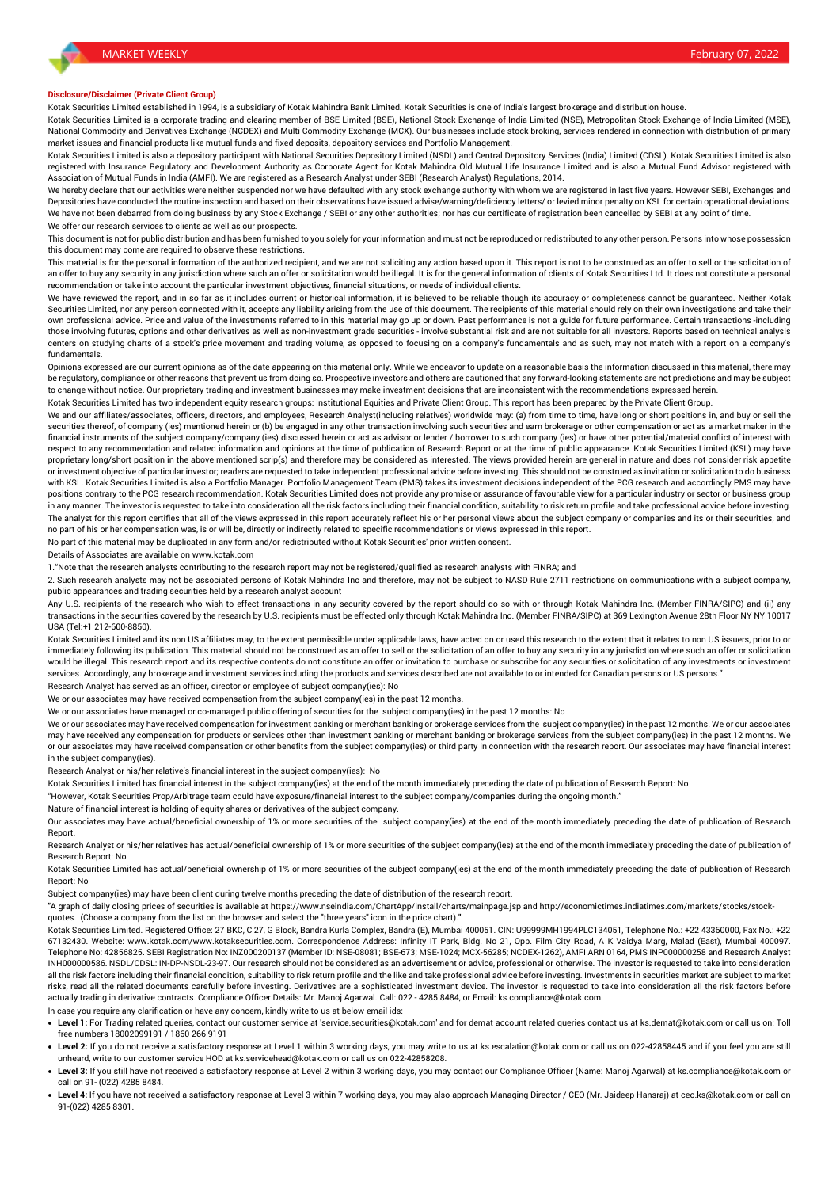### Disclosure/Disclaimer (Private Client Group)

Kotak Securities Limited established in 1994, is a subsidiary of Kotak Mahindra Bank Limited. Kotak Securities is one of India's largest brokerage and distribution house.

Kotak Securities Limited is a corporate trading and clearing member of BSE Limited (BSE), National Stock Exchange of India Limited (NSE), Metropolitan Stock Exchange of India Limited (MSE), National Commodity and Derivatives Exchange (NCDEX) and Multi Commodity Exchange (MCX). Our businesses include stock broking, services rendered in connection with distribution of primary market issues and financial products like mutual funds and fixed deposits, depository services and Portfolio Management.

Kotak Securities Limited is also a depository participant with National Securities Depository Limited (NSDL) and Central Depository Services (India) Limited (CDSL). Kotak Securities Limited is also registered with Insurance Regulatory and Development Authority as Corporate Agent for Kotak Mahindra Old Mutual Life Insurance Limited and is also a Mutual Fund Advisor registered with Association of Mutual Funds in India (AMFI). We are registered as a Research Analyst under SEBI (Research Analyst) Regulations, 2014.

We hereby declare that our activities were neither suspended nor we have defaulted with any stock exchange authority with whom we are registered in last five years. However SEBI, Exchanges and Depositories have conducted the routine inspection and based on their observations have issued advise/warning/deficiency letters/ or levied minor penalty on KSL for certain operational deviations. We have not been debarred from doing business by any Stock Exchange / SEBI or any other authorities; nor has our certificate of registration been cancelled by SEBI at any point of time.

We offer our research services to clients as well as our prospects.

This document is not for public distribution and has been furnished to you solely for your information and must not be reproduced or redistributed to any other person. Persons into whose possession this document may come are required to observe these restrictions.

This material is for the personal information of the authorized recipient, and we are not soliciting any action based upon it. This report is not to be construed as an offer to sell or the solicitation of an offer to buy any security in any jurisdiction where such an offer or solicitation would be illegal. It is for the general information of clients of Kotak Securities Ltd. It does not constitute a personal recommendation or take into account the particular investment objectives, financial situations, or needs of individual clients.

We have reviewed the report, and in so far as it includes current or historical information, it is believed to be reliable though its accuracy or completeness cannot be guaranteed. Neither Kotak Securities Limited, nor any person connected with it, accepts any liability arising from the use of this document. The recipients of this material should rely on their own investigations and take their own professional advice. Price and value of the investments referred to in this material may go up or down. Past performance is not a guide for future performance. Certain transactions -including those involving futures, options and other derivatives as well as non-investment grade securities - involve substantial risk and are not suitable for all investors. Reports based on technical analysis centers on studying charts of a stock's price movement and trading volume, as opposed to focusing on a company's fundamentals and as such, may not match with a report on a company's fundamentals.

Opinions expressed are our current opinions as of the date appearing on this material only. While we endeavor to update on a reasonable basis the information discussed in this material, there may be regulatory, compliance or other reasons that prevent us from doing so. Prospective investors and others are cautioned that any forward-looking statements are not predictions and may be subject to change without notice. Our proprietary trading and investment businesses may make investment decisions that are inconsistent with the recommendations expressed herein.

Kotak Securities Limited has two independent equity research groups: Institutional Equities and Private Client Group. This report has been prepared by the Private Client Group.

We and our affiliates/associates, officers, directors, and employees, Research Analyst(including relatives) worldwide may: (a) from time to time, have long or short positions in, and buy or sell the securities thereof, of company (ies) mentioned herein or (b) be engaged in any other transaction involving such securities and earn brokerage or other compensation or act as a market maker in the financial instruments of the subject company/company (ies) discussed herein or act as advisor or lender / borrower to such company (ies) or have other potential/material conflict of interest with respect to any recommendation and related information and opinions at the time of publication of Research Report or at the time of public appearance. Kotak Securities Limited (KSL) may have proprietary long/short position in the above mentioned scrip(s) and therefore may be considered as interested. The views provided herein are general in nature and does not consider risk appetite or investment objective of particular investor; readers are requested to take independent professional advice before investing. This should not be construed as invitation or solicitation to do business with KSL. Kotak Securities Limited is also a Portfolio Manager. Portfolio Management Team (PMS) takes its investment decisions independent of the PCG research and accordingly PMS may have positions contrary to the PCG research recommendation. Kotak Securities Limited does not provide any promise or assurance of favourable view for a particular industry or sector or business group in any manner. The investor is requested to take into consideration all the risk factors including their financial condition, suitability to risk return profile and take professional advice before investing.

The analyst for this report certifies that all of the views expressed in this report accurately reflect his or her personal views about the subject company or companies and its or their securities, and no part of his or her compensation was, is or will be, directly or indirectly related to specific recommendations or views expressed in this report.

No part of this material may be duplicated in any form and/or redistributed without Kotak Securities' prior written consent.

Details of Associates are available on www.kotak.com

1."Note that the research analysts contributing to the research report may not be registered/qualified as research analysts with FINRA; and

2. Such research analysts may not be associated persons of Kotak Mahindra Inc and therefore, may not be subject to NASD Rule 2711 restrictions on communications with a subject company, public appearances and trading securities held by a research analyst account

Any U.S. recipients of the research who wish to effect transactions in any security covered by the report should do so with or through Kotak Mahindra Inc. (Member FINRA/SIPC) and (ii) any transactions in the securities covered by the research by U.S. recipients must be effected only through Kotak Mahindra Inc. (Member FINRA/SIPC) at 369 Lexington Avenue 28th Floor NY NY 10017 USA (Tel:+1 212-600-8850).

Kotak Securities Limited and its non US affiliates may, to the extent permissible under applicable laws, have acted on or used this research to the extent that it relates to non US issuers, prior to or immediately following its publication. This material should not be construed as an offer to sell or the solicitation of an offer to buy any security in any jurisdiction where such an offer or solicitation would be illegal. This research report and its respective contents do not constitute an offer or invitation to purchase or subscribe for any securities or solicitation of any investments or investment services. Accordingly, any brokerage and investment services including the products and services described are not available to or intended for Canadian persons or US persons."

Research Analyst has served as an officer, director or employee of subject company(ies): No

We or our associates may have received compensation from the subject company(ies) in the past 12 months.

We or our associates have managed or co-managed public offering of securities for the subject company(ies) in the past 12 months: No

We or our associates may have received compensation for investment banking or merchant banking or brokerage services from the subject company(ies) in the past 12 months. We or our associates may have received any compensation for products or services other than investment banking or merchant banking or brokerage services from the subject company(ies) in the past 12 months. We or our associates may have received compensation or other benefits from the subject company(ies) or third party in connection with the research report. Our associates may have financial interest in the subject company(ies).

Research Analyst or his/her relative's financial interest in the subject company(ies): No

Kotak Securities Limited has financial interest in the subject company(ies) at the end of the month immediately preceding the date of publication of Research Report: No

"However, Kotak Securities Prop/Arbitrage team could have exposure/financial interest to the subject company/companies during the ongoing month."

Nature of financial interest is holding of equity shares or derivatives of the subject company.

Our associates may have actual/beneficial ownership of 1% or more securities of the subject company(ies) at the end of the month immediately preceding the date of publication of Research Report.

Research Analyst or his/her relatives has actual/beneficial ownership of 1% or more securities of the subject company(ies) at the end of the month immediately preceding the date of publication of Research Report: No

Kotak Securities Limited has actual/beneficial ownership of 1% or more securities of the subject company(ies) at the end of the month immediately preceding the date of publication of Research Report: No

Subject company(ies) may have been client during twelve months preceding the date of distribution of the research report.

"A graph of daily closing prices of securities is available at https://www.nseindia.com/ChartApp/install/charts/mainpage.jsp and http://economictimes.indiatimes.com/markets/stocks/stock-quotes. (Choose a company from the list on the browser and select the "three years" icon in the price chart)."

Kotak Securities Limited. Registered Office: 27 BKC, C 27, G Block, Bandra Kurla Complex, Bandra (E), Mumbai 400051. CIN: U99999MH1994PLC134051, Telephone No.: +22 43360000, Fax No.: +22 67132430. Website: www.kotak.com/www.kotaksecurities.com. Correspondence Address: Infinity IT Park, Bldg. No 21, Opp. Film City Road, A K Vaidya Marg, Malad (East), Mumbai 400097. Telephone No: 42856825. SEBI Registration No: INZ000200137 (Member ID: NSE-08081; BSE-673; MSE-1024; MCX-56285; NCDEX-1262), AMFI ARN 0164, PMS INP000000258 and Research Analyst INH000000586. NSDL/CDSL: IN-DP-NSDL-23-97. Our research should not be considered as an advertisement or advice, professional or otherwise. The investor is requested to take into consideration all the risk factors including their financial condition, suitability to risk return profile and the like and take professional advice before investing. Investments in securities market are subject to market risks, read all the related documents carefully before investing. Derivatives are a sophisticated investment device. The investor is requested to take into consideration all the risk factors before actually trading in derivative contracts. Compliance Officer Details: Mr. Manoj Agarwal. Call: 022 - 4285 8484, or Email: ks.compliance@kotak.com.

In case you require any clarification or have any concern, kindly write to us at below email ids:

- **Level 1:** For Trading related queries, contact our customer service at 'service.securities@kotak.com' and for demat account related queries contact us at ks.demat@kotak.com or call us on: Toll free numbers 18002099191 / 1860 266 9191
- **Level 2:** If you do not receive a satisfactory response at Level 1 within 3 working days, you may write to us at ks.escalation@kotak.com or call us on 022-42858445 and if you feel you are still unheard, write to our customer service HOD at ks.servicehead@kotak.com or call us on 022-42858208.
- **Level 3:** If you still have not received a satisfactory response at Level 2 within 3 working days, you may contact our Compliance Officer (Name: Manoj Agarwal) at ks.compliance@kotak.com or call on 91- (022) 4285 8484.
- **Level 4:** If you have not received a satisfactory response at Level 3 within 7 working days, you may also approach Managing Director / CEO (Mr. Jaideep Hansraj) at ceo.ks@kotak.com or call on 91-(022) 4285 8301.